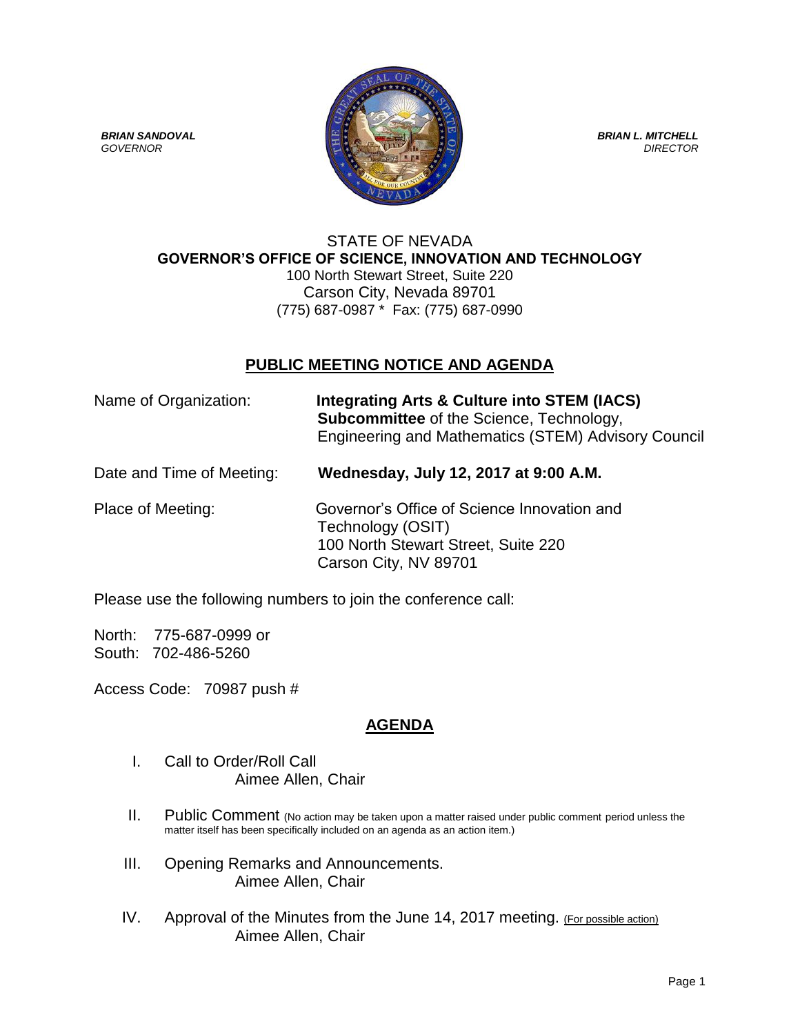***BRIAN SANDOVAL***
*GOVERNOR*

***BRIAN L. MITCHELL***
*DIRECTOR*

STATE OF NEVADA
**GOVERNOR'S OFFICE OF SCIENCE, INNOVATION AND TECHNOLOGY**
100 North Stewart Street, Suite 220
Carson City, Nevada 89701
(775) 687-0987 * Fax: (775) 687-0990

## PUBLIC MEETING NOTICE AND AGENDA

Name of Organization: **Integrating Arts & Culture into STEM (IACS) Subcommittee** of the Science, Technology, Engineering and Mathematics (STEM) Advisory Council

Date and Time of Meeting: **Wednesday, July 12, 2017 at 9:00 A.M.**

Place of Meeting: Governor's Office of Science Innovation and Technology (OSIT)
100 North Stewart Street, Suite 220
Carson City, NV 89701

Please use the following numbers to join the conference call:

North: 775-687-0999 or
South: 702-486-5260

Access Code: 70987 push #

## AGENDA

I. Call to Order/Roll Call
Aimee Allen, Chair

II. Public Comment (No action may be taken upon a matter raised under public comment period unless the matter itself has been specifically included on an agenda as an action item.)

III. Opening Remarks and Announcements.
Aimee Allen, Chair

IV. Approval of the Minutes from the June 14, 2017 meeting. (For possible action)
Aimee Allen, Chair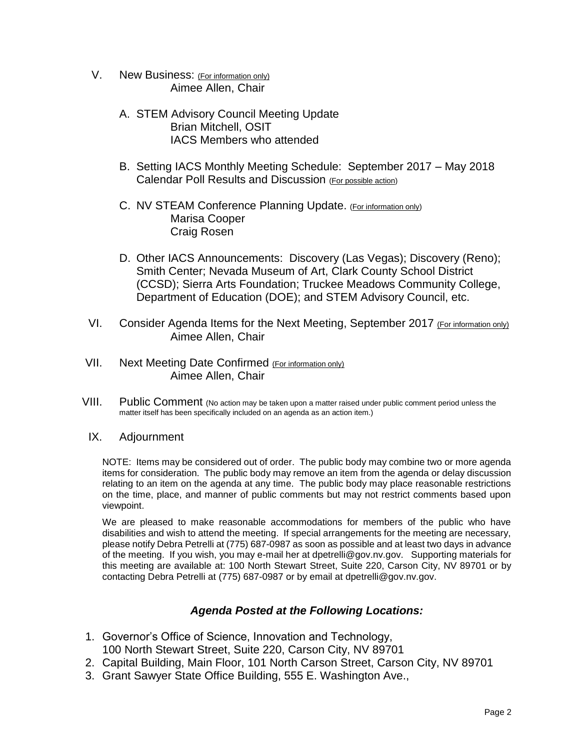V. New Business: (For information only)
   Aimee Allen, Chair

   A. STEM Advisory Council Meeting Update
      Brian Mitchell, OSIT
      IACS Members who attended

   B. Setting IACS Monthly Meeting Schedule: September 2017 – May 2018 Calendar Poll Results and Discussion (For possible action)

   C. NV STEAM Conference Planning Update. (For information only)
      Marisa Cooper
      Craig Rosen

   D. Other IACS Announcements: Discovery (Las Vegas); Discovery (Reno); Smith Center; Nevada Museum of Art, Clark County School District (CCSD); Sierra Arts Foundation; Truckee Meadows Community College, Department of Education (DOE); and STEM Advisory Council, etc.

VI. Consider Agenda Items for the Next Meeting, September 2017 (For information only)
   Aimee Allen, Chair

VII. Next Meeting Date Confirmed (For information only)
   Aimee Allen, Chair

VIII. Public Comment (No action may be taken upon a matter raised under public comment period unless the matter itself has been specifically included on an agenda as an action item.)

IX. Adjournment

NOTE: Items may be considered out of order. The public body may combine two or more agenda items for consideration. The public body may remove an item from the agenda or delay discussion relating to an item on the agenda at any time. The public body may place reasonable restrictions on the time, place, and manner of public comments but may not restrict comments based upon viewpoint.

We are pleased to make reasonable accommodations for members of the public who have disabilities and wish to attend the meeting. If special arrangements for the meeting are necessary, please notify Debra Petrelli at (775) 687-0987 as soon as possible and at least two days in advance of the meeting. If you wish, you may e-mail her at dpetrelli@gov.nv.gov. Supporting materials for this meeting are available at: 100 North Stewart Street, Suite 220, Carson City, NV 89701 or by contacting Debra Petrelli at (775) 687-0987 or by email at dpetrelli@gov.nv.gov.

## *Agenda Posted at the Following Locations:*

1. Governor's Office of Science, Innovation and Technology, 100 North Stewart Street, Suite 220, Carson City, NV 89701
2. Capital Building, Main Floor, 101 North Carson Street, Carson City, NV 89701
3. Grant Sawyer State Office Building, 555 E. Washington Ave.,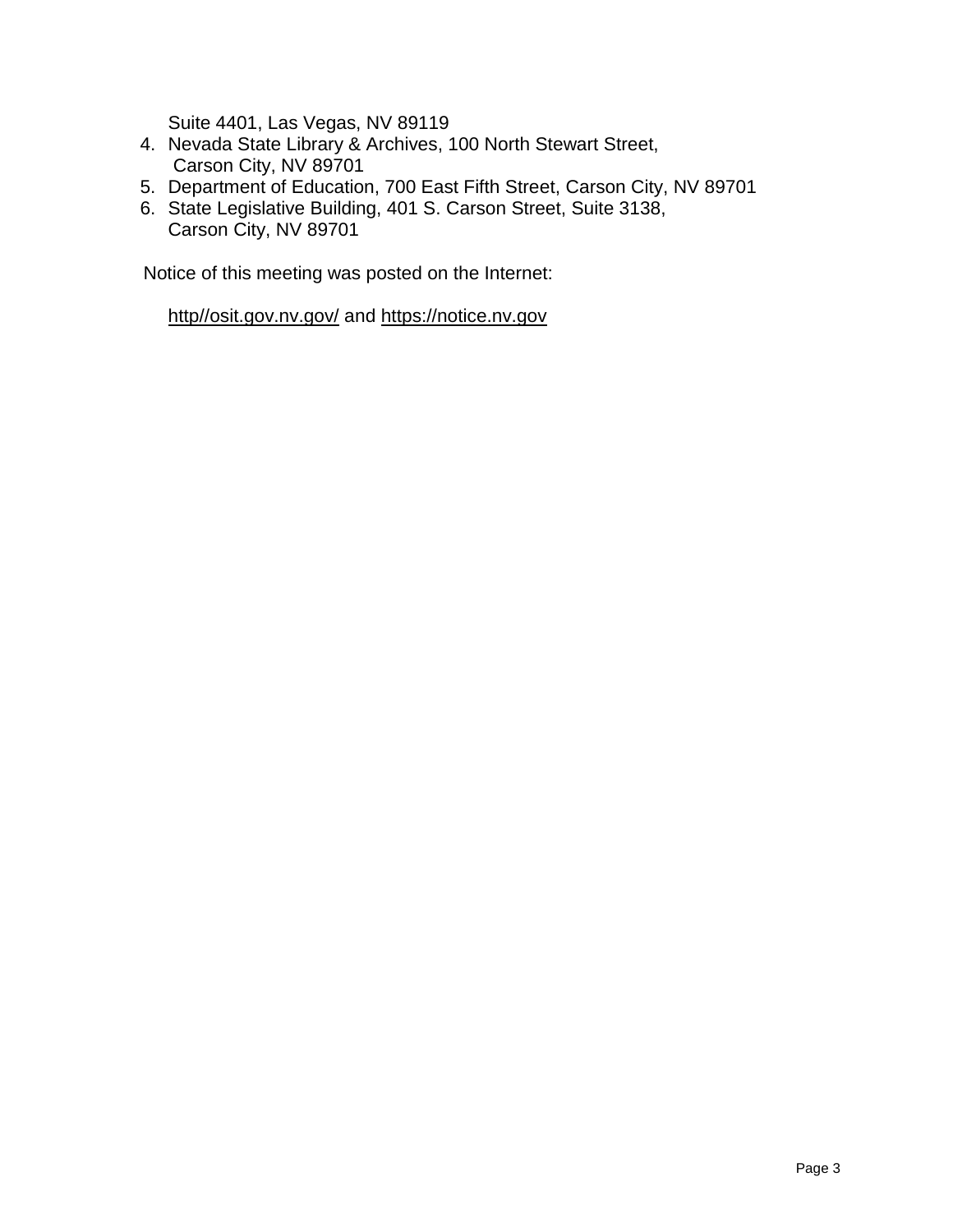Suite 4401, Las Vegas, NV 89119

4. Nevada State Library & Archives, 100 North Stewart Street, Carson City, NV 89701
5. Department of Education, 700 East Fifth Street, Carson City, NV 89701
6. State Legislative Building, 401 S. Carson Street, Suite 3138, Carson City, NV 89701

Notice of this meeting was posted on the Internet:

http//osit.gov.nv.gov/ and https://notice.nv.gov